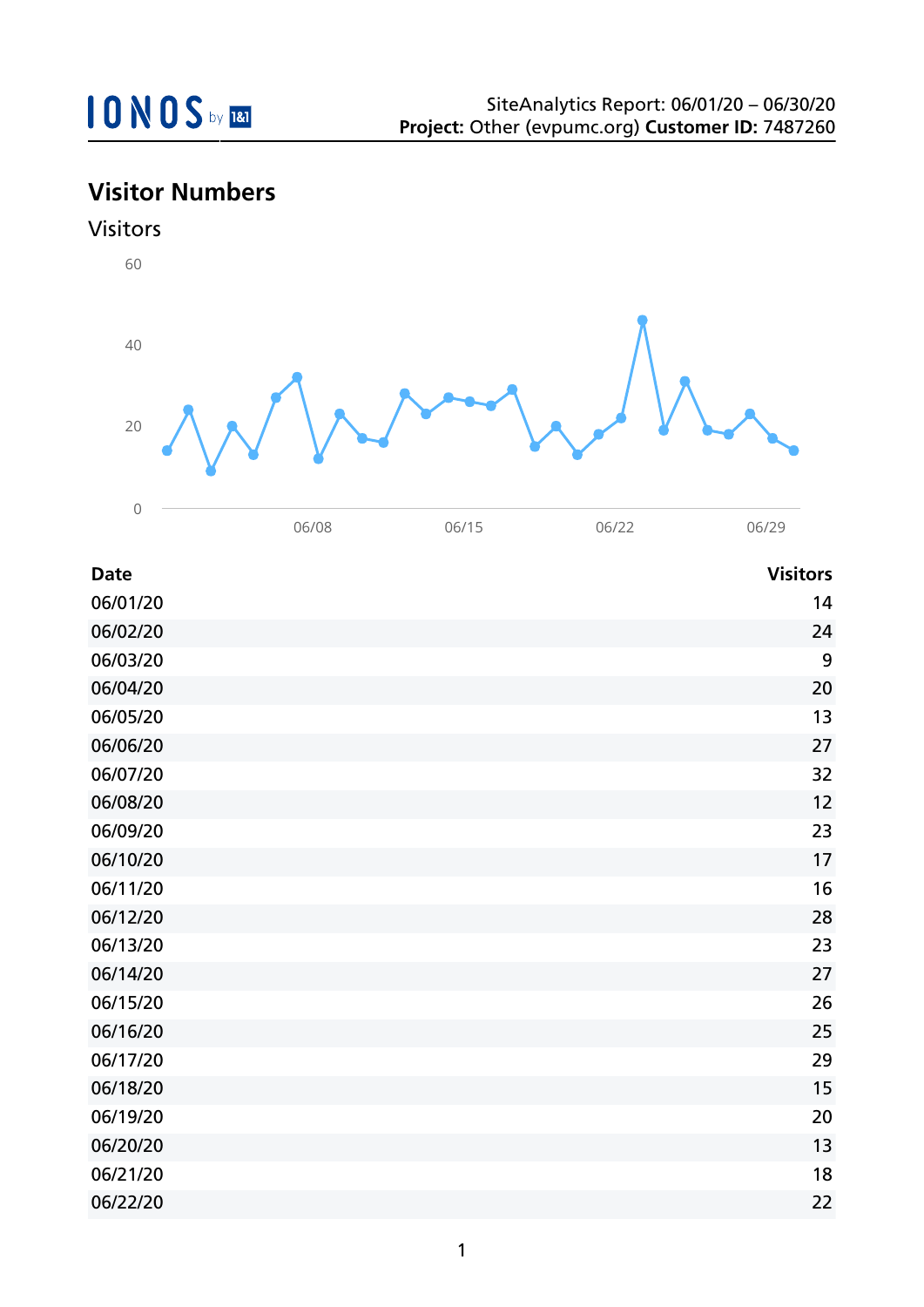IONOS by 1&1

SiteAnalytics Report: 06/01/20 – 06/30/20
**Project:** Other (evpumc.org) **Customer ID:** 7487260

## Visitor Numbers

### Visitors

60
40
20
0
06/08
06/15
06/22
06/29

| Date | Visitors |
|---|---|
| 06/01/20 | 14 |
| 06/02/20 | 24 |
| 06/03/20 | 9 |
| 06/04/20 | 20 |
| 06/05/20 | 13 |
| 06/06/20 | 27 |
| 06/07/20 | 32 |
| 06/08/20 | 12 |
| 06/09/20 | 23 |
| 06/10/20 | 17 |
| 06/11/20 | 16 |
| 06/12/20 | 28 |
| 06/13/20 | 23 |
| 06/14/20 | 27 |
| 06/15/20 | 26 |
| 06/16/20 | 25 |
| 06/17/20 | 29 |
| 06/18/20 | 15 |
| 06/19/20 | 20 |
| 06/20/20 | 13 |
| 06/21/20 | 18 |
| 06/22/20 | 22 |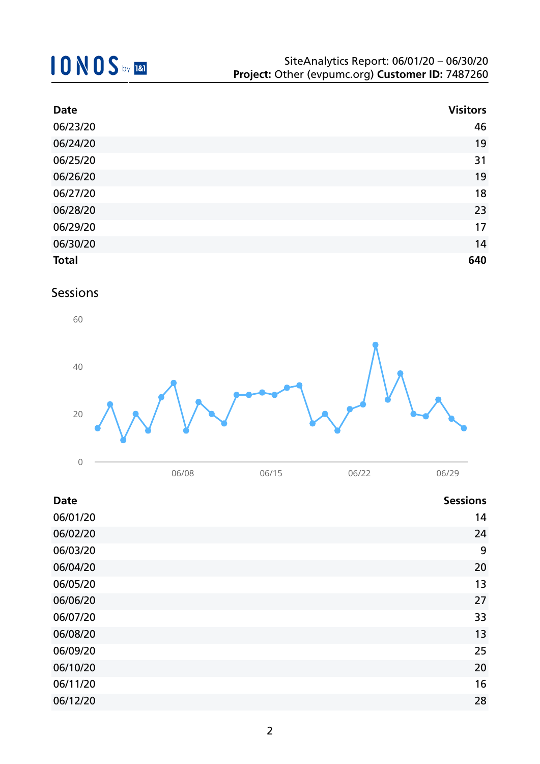| Date | Visitors |
|---|---|
| 06/23/20 | 46 |
| 06/24/20 | 19 |
| 06/25/20 | 31 |
| 06/26/20 | 19 |
| 06/27/20 | 18 |
| 06/28/20 | 23 |
| 06/29/20 | 17 |
| 06/30/20 | 14 |
| **Total** | **640** |

## Sessions

60
40
20
0
06/08
06/15
06/22
06/29

| Date | Sessions |
|---|---|
| 06/01/20 | 14 |
| 06/02/20 | 24 |
| 06/03/20 | 9 |
| 06/04/20 | 20 |
| 06/05/20 | 13 |
| 06/06/20 | 27 |
| 06/07/20 | 33 |
| 06/08/20 | 13 |
| 06/09/20 | 25 |
| 06/10/20 | 20 |
| 06/11/20 | 16 |
| 06/12/20 | 28 |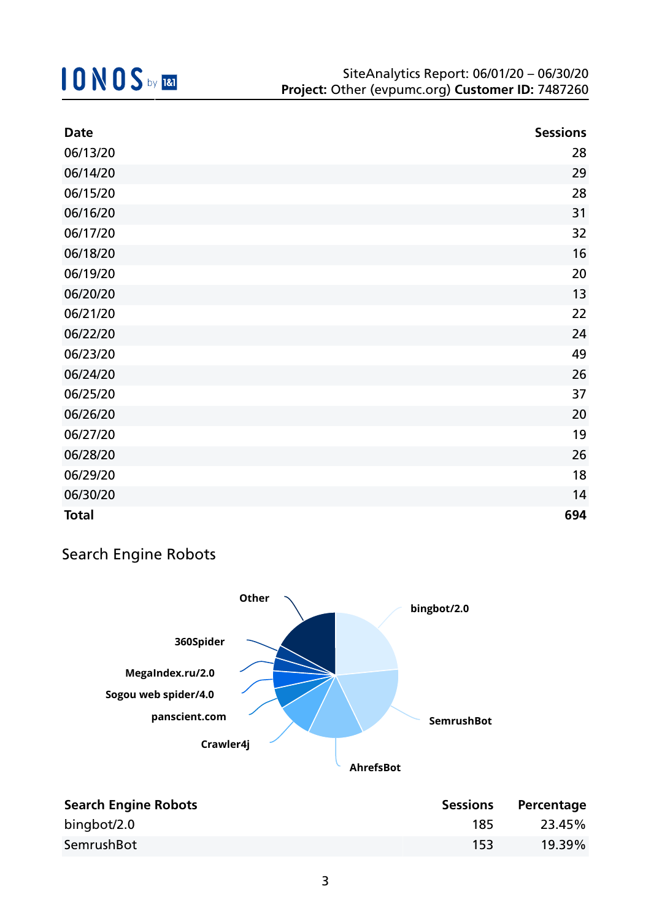| Date | Sessions |
|---|---|
| 06/13/20 | 28 |
| 06/14/20 | 29 |
| 06/15/20 | 28 |
| 06/16/20 | 31 |
| 06/17/20 | 32 |
| 06/18/20 | 16 |
| 06/19/20 | 20 |
| 06/20/20 | 13 |
| 06/21/20 | 22 |
| 06/22/20 | 24 |
| 06/23/20 | 49 |
| 06/24/20 | 26 |
| 06/25/20 | 37 |
| 06/26/20 | 20 |
| 06/27/20 | 19 |
| 06/28/20 | 26 |
| 06/29/20 | 18 |
| 06/30/20 | 14 |
| **Total** | **694** |

## Search Engine Robots

Other
bingbot/2.0
360Spider
MegaIndex.ru/2.0
Sogou web spider/4.0
panscient.com
Crawler4j
AhrefsBot
SemrushBot

| Search Engine Robots | Sessions | Percentage |
|---|---|---|
| bingbot/2.0 | 185 | 23.45% |
| SemrushBot | 153 | 19.39% |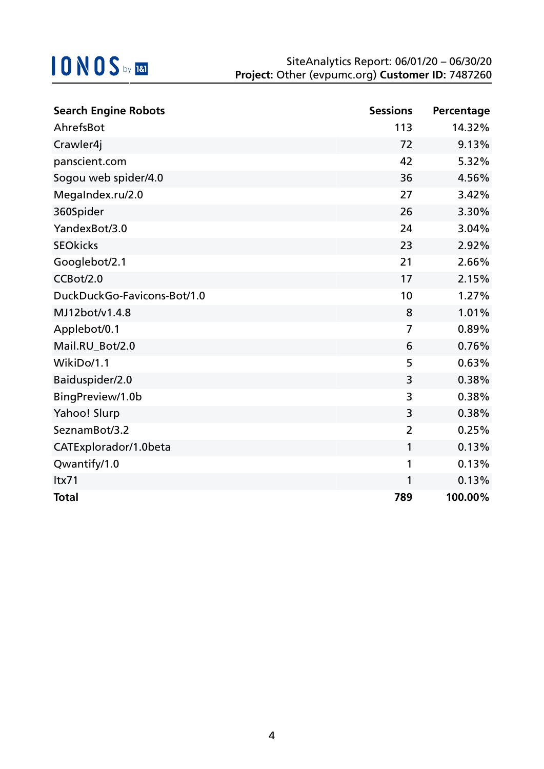| Search Engine Robots | Sessions | Percentage |
|---|---|---|
| AhrefsBot | 113 | 14.32% |
| Crawler4j | 72 | 9.13% |
| panscient.com | 42 | 5.32% |
| Sogou web spider/4.0 | 36 | 4.56% |
| MegaIndex.ru/2.0 | 27 | 3.42% |
| 360Spider | 26 | 3.30% |
| YandexBot/3.0 | 24 | 3.04% |
| SEOkicks | 23 | 2.92% |
| Googlebot/2.1 | 21 | 2.66% |
| CCBot/2.0 | 17 | 2.15% |
| DuckDuckGo-Favicons-Bot/1.0 | 10 | 1.27% |
| MJ12bot/v1.4.8 | 8 | 1.01% |
| Applebot/0.1 | 7 | 0.89% |
| Mail.RU_Bot/2.0 | 6 | 0.76% |
| WikiDo/1.1 | 5 | 0.63% |
| Baiduspider/2.0 | 3 | 0.38% |
| BingPreview/1.0b | 3 | 0.38% |
| Yahoo! Slurp | 3 | 0.38% |
| SeznamBot/3.2 | 2 | 0.25% |
| CATExplorador/1.0beta | 1 | 0.13% |
| Qwantify/1.0 | 1 | 0.13% |
| ltx71 | 1 | 0.13% |
| **Total** | **789** | **100.00%** |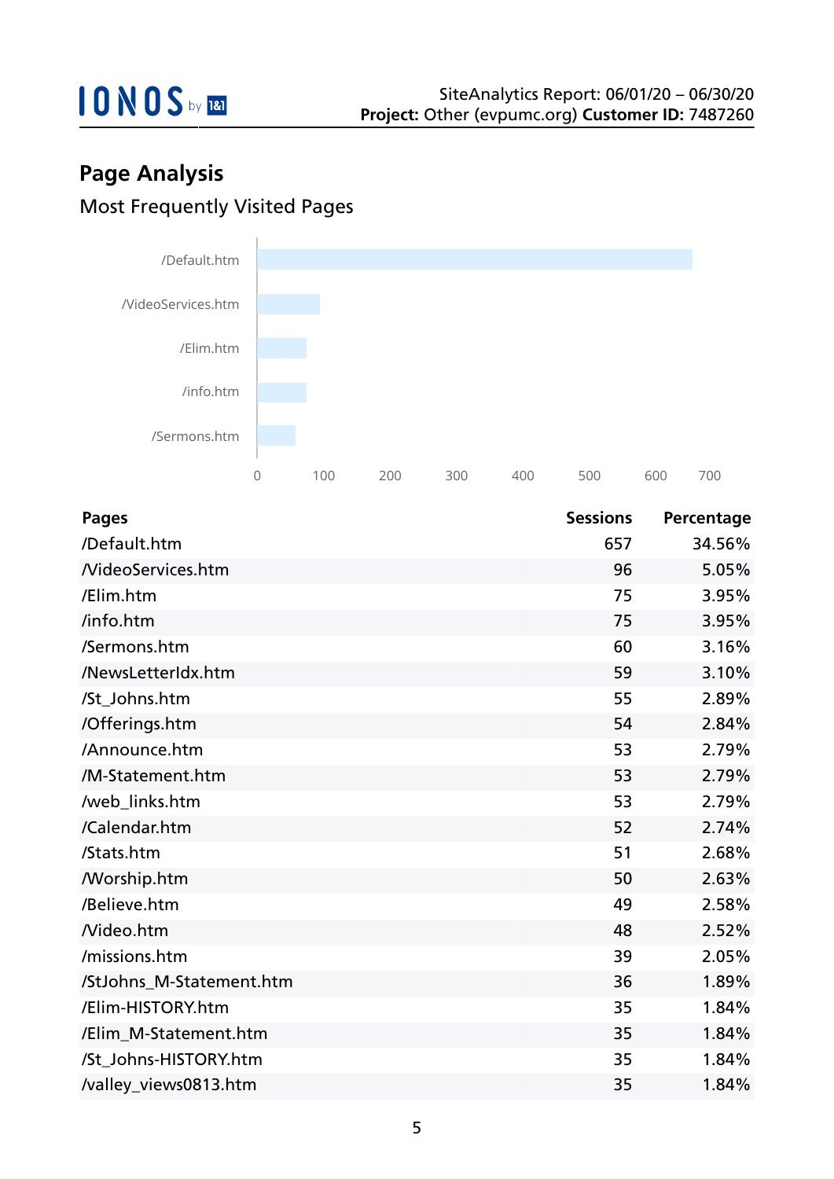## Page Analysis

### Most Frequently Visited Pages

/Default.htm
/VideoServices.htm
/Elim.htm
/info.htm
/Sermons.htm

0 100 200 300 400 500 600 700

| Pages | Sessions | Percentage |
|---|---|---|
| /Default.htm | 657 | 34.56% |
| /VideoServices.htm | 96 | 5.05% |
| /Elim.htm | 75 | 3.95% |
| /info.htm | 75 | 3.95% |
| /Sermons.htm | 60 | 3.16% |
| /NewsLetterIdx.htm | 59 | 3.10% |
| /St_Johns.htm | 55 | 2.89% |
| /Offerings.htm | 54 | 2.84% |
| /Announce.htm | 53 | 2.79% |
| /M-Statement.htm | 53 | 2.79% |
| /web_links.htm | 53 | 2.79% |
| /Calendar.htm | 52 | 2.74% |
| /Stats.htm | 51 | 2.68% |
| /Worship.htm | 50 | 2.63% |
| /Believe.htm | 49 | 2.58% |
| /Video.htm | 48 | 2.52% |
| /missions.htm | 39 | 2.05% |
| /StJohns_M-Statement.htm | 36 | 1.89% |
| /Elim-HISTORY.htm | 35 | 1.84% |
| /Elim_M-Statement.htm | 35 | 1.84% |
| /St_Johns-HISTORY.htm | 35 | 1.84% |
| /valley_views0813.htm | 35 | 1.84% |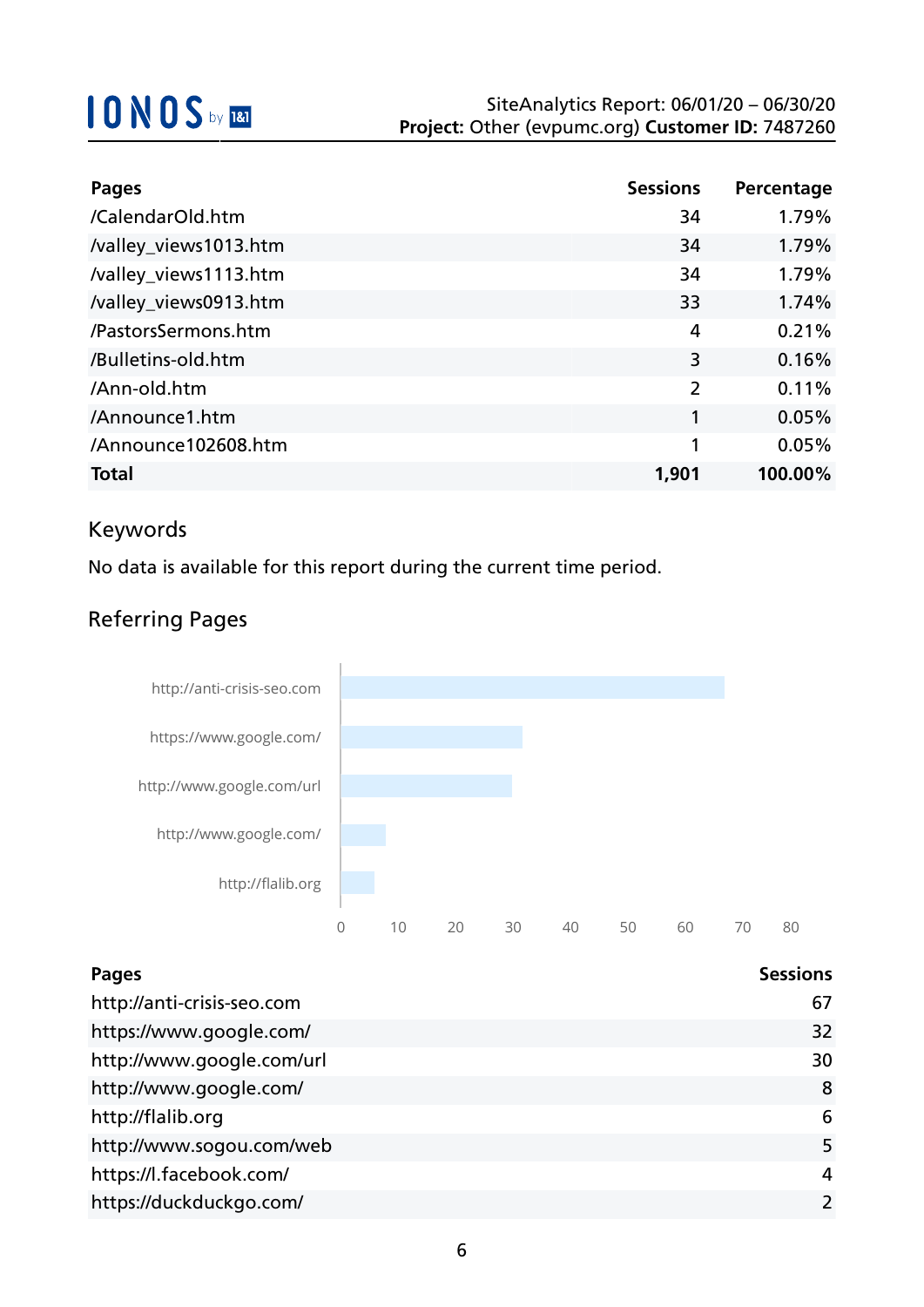| Pages | Sessions | Percentage |
|---|---|---|
| /CalendarOld.htm | 34 | 1.79% |
| /valley_views1013.htm | 34 | 1.79% |
| /valley_views1113.htm | 34 | 1.79% |
| /valley_views0913.htm | 33 | 1.74% |
| /PastorsSermons.htm | 4 | 0.21% |
| /Bulletins-old.htm | 3 | 0.16% |
| /Ann-old.htm | 2 | 0.11% |
| /Announce1.htm | 1 | 0.05% |
| /Announce102608.htm | 1 | 0.05% |
| **Total** | **1,901** | **100.00%** |

## Keywords

No data is available for this report during the current time period.

## Referring Pages

http://anti-crisis-seo.com
https://www.google.com/
http://www.google.com/url
http://www.google.com/
http://flalib.org

0 10 20 30 40 50 60 70 80

| Pages | Sessions |
|---|---|
| http://anti-crisis-seo.com | 67 |
| https://www.google.com/ | 32 |
| http://www.google.com/url | 30 |
| http://www.google.com/ | 8 |
| http://flalib.org | 6 |
| http://www.sogou.com/web | 5 |
| https://l.facebook.com/ | 4 |
| https://duckduckgo.com/ | 2 |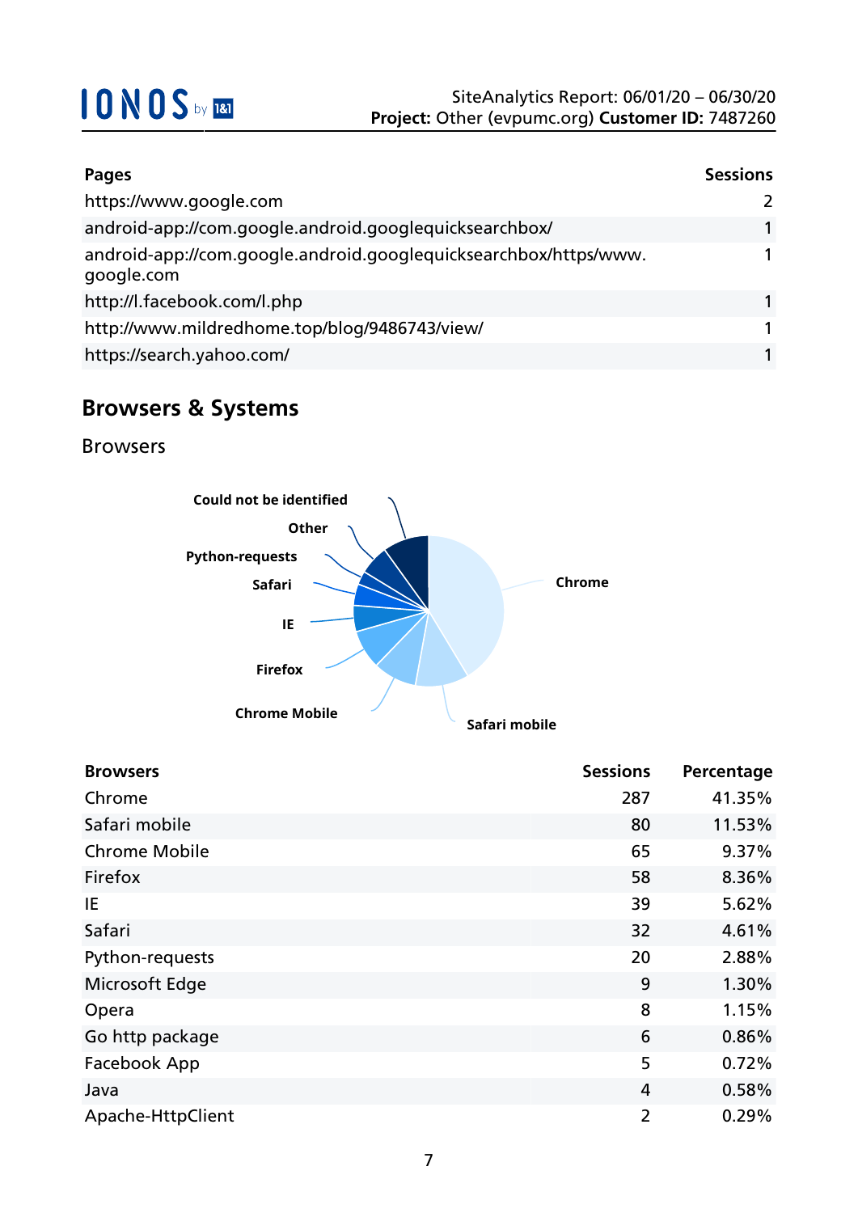| Pages | Sessions |
| --- | --- |
| https://www.google.com | 2 |
| android-app://com.google.android.googlequicksearchbox/ | 1 |
| android-app://com.google.android.googlequicksearchbox/https/www.google.com | 1 |
| http://l.facebook.com/l.php | 1 |
| http://www.mildredhome.top/blog/9486743/view/ | 1 |
| https://search.yahoo.com/ | 1 |

## Browsers & Systems

### Browsers

Could not be identified
Other
Python-requests
Safari
IE
Firefox
Chrome Mobile
Safari mobile
Chrome

| Browsers | Sessions | Percentage |
| --- | --- | --- |
| Chrome | 287 | 41.35% |
| Safari mobile | 80 | 11.53% |
| Chrome Mobile | 65 | 9.37% |
| Firefox | 58 | 8.36% |
| IE | 39 | 5.62% |
| Safari | 32 | 4.61% |
| Python-requests | 20 | 2.88% |
| Microsoft Edge | 9 | 1.30% |
| Opera | 8 | 1.15% |
| Go http package | 6 | 0.86% |
| Facebook App | 5 | 0.72% |
| Java | 4 | 0.58% |
| Apache-HttpClient | 2 | 0.29% |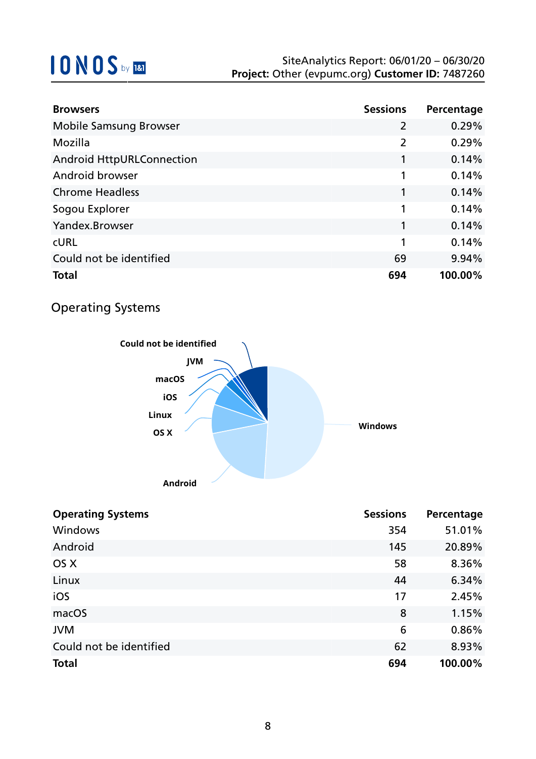| Browsers | Sessions | Percentage |
|---|---|---|
| Mobile Samsung Browser | 2 | 0.29% |
| Mozilla | 2 | 0.29% |
| Android HttpURLConnection | 1 | 0.14% |
| Android browser | 1 | 0.14% |
| Chrome Headless | 1 | 0.14% |
| Sogou Explorer | 1 | 0.14% |
| Yandex.Browser | 1 | 0.14% |
| cURL | 1 | 0.14% |
| Could not be identified | 69 | 9.94% |
| **Total** | **694** | **100.00%** |

## Operating Systems

Could not be identified
JVM
macOS
iOS
Linux
OS X
Android
Windows

| Operating Systems | Sessions | Percentage |
|---|---|---|
| Windows | 354 | 51.01% |
| Android | 145 | 20.89% |
| OS X | 58 | 8.36% |
| Linux | 44 | 6.34% |
| iOS | 17 | 2.45% |
| macOS | 8 | 1.15% |
| JVM | 6 | 0.86% |
| Could not be identified | 62 | 8.93% |
| **Total** | **694** | **100.00%** |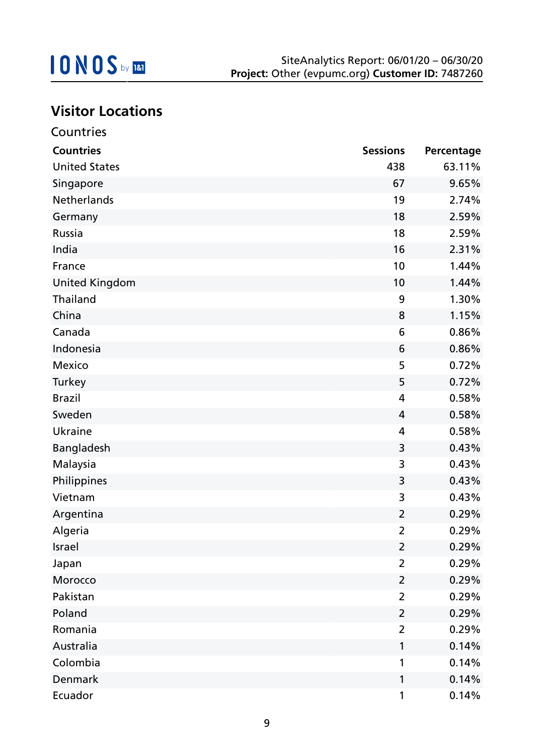## Visitor Locations

### Countries

| Countries | Sessions | Percentage |
|---|---|---|
| United States | 438 | 63.11% |
| Singapore | 67 | 9.65% |
| Netherlands | 19 | 2.74% |
| Germany | 18 | 2.59% |
| Russia | 18 | 2.59% |
| India | 16 | 2.31% |
| France | 10 | 1.44% |
| United Kingdom | 10 | 1.44% |
| Thailand | 9 | 1.30% |
| China | 8 | 1.15% |
| Canada | 6 | 0.86% |
| Indonesia | 6 | 0.86% |
| Mexico | 5 | 0.72% |
| Turkey | 5 | 0.72% |
| Brazil | 4 | 0.58% |
| Sweden | 4 | 0.58% |
| Ukraine | 4 | 0.58% |
| Bangladesh | 3 | 0.43% |
| Malaysia | 3 | 0.43% |
| Philippines | 3 | 0.43% |
| Vietnam | 3 | 0.43% |
| Argentina | 2 | 0.29% |
| Algeria | 2 | 0.29% |
| Israel | 2 | 0.29% |
| Japan | 2 | 0.29% |
| Morocco | 2 | 0.29% |
| Pakistan | 2 | 0.29% |
| Poland | 2 | 0.29% |
| Romania | 2 | 0.29% |
| Australia | 1 | 0.14% |
| Colombia | 1 | 0.14% |
| Denmark | 1 | 0.14% |
| Ecuador | 1 | 0.14% |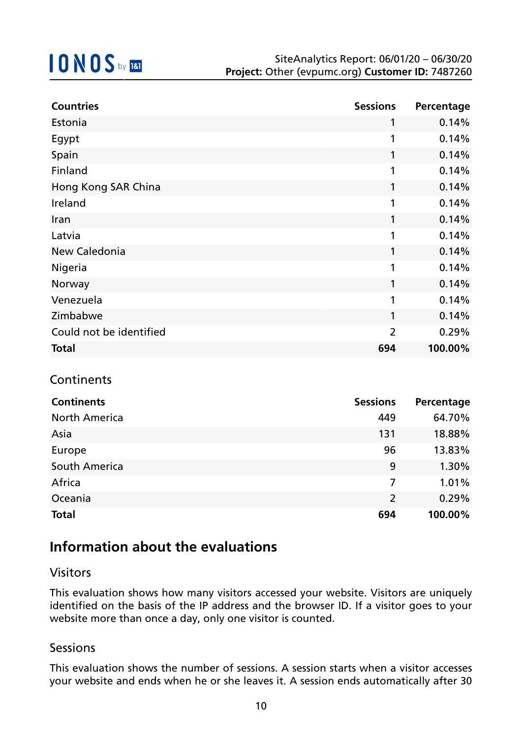| Countries | Sessions | Percentage |
|---|---|---|
| Estonia | 1 | 0.14% |
| Egypt | 1 | 0.14% |
| Spain | 1 | 0.14% |
| Finland | 1 | 0.14% |
| Hong Kong SAR China | 1 | 0.14% |
| Ireland | 1 | 0.14% |
| Iran | 1 | 0.14% |
| Latvia | 1 | 0.14% |
| New Caledonia | 1 | 0.14% |
| Nigeria | 1 | 0.14% |
| Norway | 1 | 0.14% |
| Venezuela | 1 | 0.14% |
| Zimbabwe | 1 | 0.14% |
| Could not be identified | 2 | 0.29% |
| **Total** | **694** | **100.00%** |

### Continents

| Continents | Sessions | Percentage |
|---|---|---|
| North America | 449 | 64.70% |
| Asia | 131 | 18.88% |
| Europe | 96 | 13.83% |
| South America | 9 | 1.30% |
| Africa | 7 | 1.01% |
| Oceania | 2 | 0.29% |
| **Total** | **694** | **100.00%** |

## Information about the evaluations

### Visitors

This evaluation shows how many visitors accessed your website. Visitors are uniquely identified on the basis of the IP address and the browser ID. If a visitor goes to your website more than once a day, only one visitor is counted.

### Sessions

This evaluation shows the number of sessions. A session starts when a visitor accesses your website and ends when he or she leaves it. A session ends automatically after 30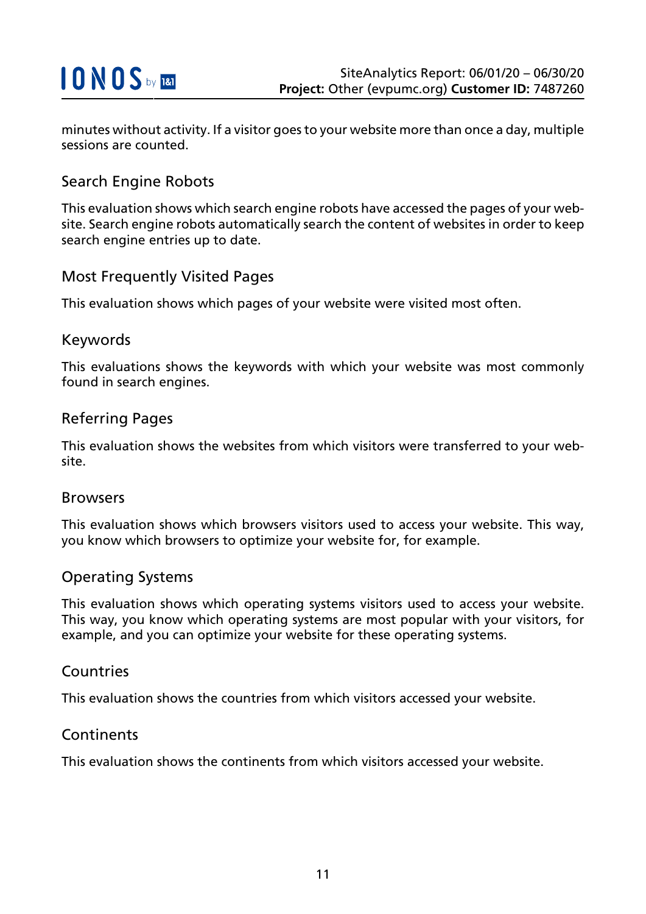minutes without activity. If a visitor goes to your website more than once a day, multiple sessions are counted.

## Search Engine Robots

This evaluation shows which search engine robots have accessed the pages of your website. Search engine robots automatically search the content of websites in order to keep search engine entries up to date.

## Most Frequently Visited Pages

This evaluation shows which pages of your website were visited most often.

## Keywords

This evaluations shows the keywords with which your website was most commonly found in search engines.

## Referring Pages

This evaluation shows the websites from which visitors were transferred to your website.

## Browsers

This evaluation shows which browsers visitors used to access your website. This way, you know which browsers to optimize your website for, for example.

## Operating Systems

This evaluation shows which operating systems visitors used to access your website. This way, you know which operating systems are most popular with your visitors, for example, and you can optimize your website for these operating systems.

## Countries

This evaluation shows the countries from which visitors accessed your website.

## Continents

This evaluation shows the continents from which visitors accessed your website.